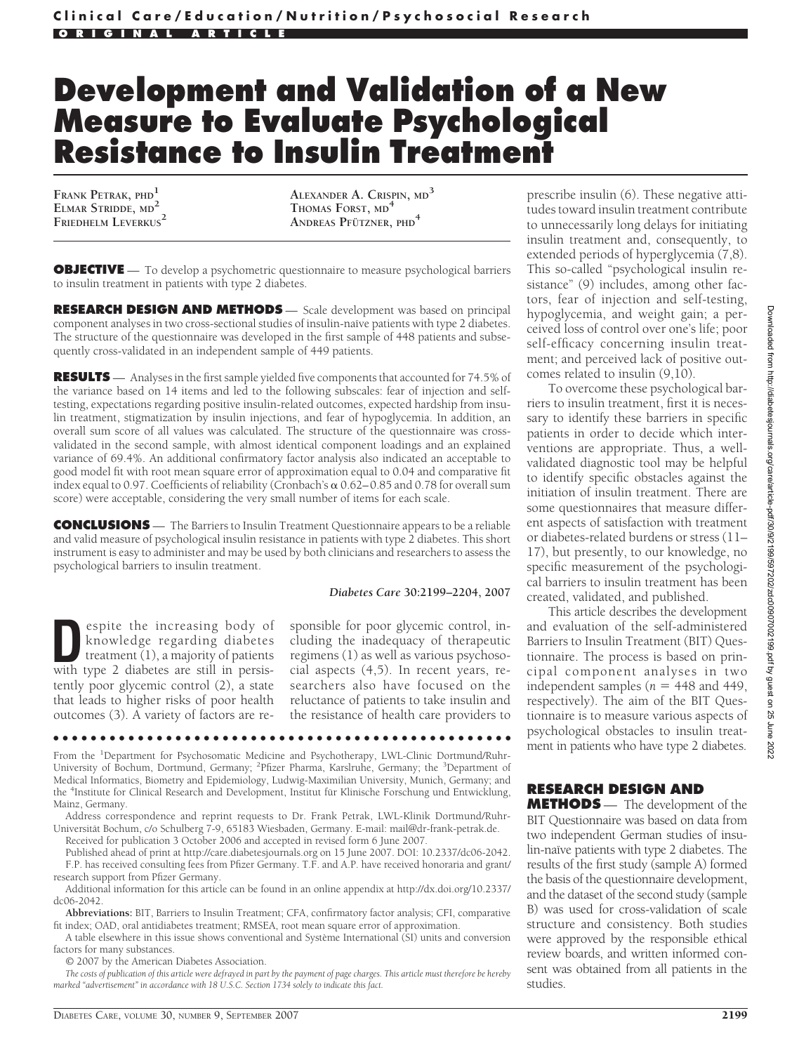# Development and Validation of a New Measure to Evaluate Psychological Resistance to Insulin Treatment

FRANK PETRAK, PHD[1]
ELMAR STRIDDE, MD[2]
FRIEDHELM LEVERKUS[2]
ALEXANDER A. CRISPIN, MD[3]
THOMAS FORST, MD[4]
ANDREAS PFÜTZNER, PHD[4]

**OBJECTIVE** — To develop a psychometric questionnaire to measure psychological barriers to insulin treatment in patients with type 2 diabetes.

**RESEARCH DESIGN AND METHODS** — Scale development was based on principal component analyses in two cross-sectional studies of insulin-naïve patients with type 2 diabetes. The structure of the questionnaire was developed in the first sample of 448 patients and subsequently cross-validated in an independent sample of 449 patients.

**RESULTS** — Analyses in the first sample yielded five components that accounted for 74.5% of the variance based on 14 items and led to the following subscales: fear of injection and self-testing, expectations regarding positive insulin-related outcomes, expected hardship from insulin treatment, stigmatization by insulin injections, and fear of hypoglycemia. In addition, an overall sum score of all values was calculated. The structure of the questionnaire was cross-validated in the second sample, with almost identical component loadings and an explained variance of 69.4%. An additional confirmatory factor analysis also indicated an acceptable to good model fit with root mean square error of approximation equal to 0.04 and comparative fit index equal to 0.97. Coefficients of reliability (Cronbach's α 0.62–0.85 and 0.78 for overall sum score) were acceptable, considering the very small number of items for each scale.

**CONCLUSIONS** — The Barriers to Insulin Treatment Questionnaire appears to be a reliable and valid measure of psychological insulin resistance in patients with type 2 diabetes. This short instrument is easy to administer and may be used by both clinicians and researchers to assess the psychological barriers to insulin treatment.

*Diabetes Care* **30:2199–2204, 2007**

Despite the increasing body of knowledge regarding diabetes treatment (1), a majority of patients with type 2 diabetes are still in persistently poor glycemic control (2), a state that leads to higher risks of poor health outcomes (3). A variety of factors are responsible for poor glycemic control, including the inadequacy of therapeutic regimens (1) as well as various psychosocial aspects (4,5). In recent years, researchers also have focused on the reluctance of patients to take insulin and the resistance of health care providers to prescribe insulin (6). These negative attitudes toward insulin treatment contribute to unnecessarily long delays for initiating insulin treatment and, consequently, to extended periods of hyperglycemia (7,8). This so-called "psychological insulin resistance" (9) includes, among other factors, fear of injection and self-testing, hypoglycemia, and weight gain; a perceived loss of control over one's life; poor self-efficacy concerning insulin treatment; and perceived lack of positive outcomes related to insulin (9,10).

To overcome these psychological barriers to insulin treatment, first it is necessary to identify these barriers in specific patients in order to decide which interventions are appropriate. Thus, a well-validated diagnostic tool may be helpful to identify specific obstacles against the initiation of insulin treatment. There are some questionnaires that measure different aspects of satisfaction with treatment or diabetes-related burdens or stress (11–17), but presently, to our knowledge, no specific measurement of the psychological barriers to insulin treatment has been created, validated, and published.

This article describes the development and evaluation of the self-administered Barriers to Insulin Treatment (BIT) Questionnaire. The process is based on principal component analyses in two independent samples ($n = 448$ and 449, respectively). The aim of the BIT Questionnaire is to measure various aspects of psychological obstacles to insulin treatment in patients who have type 2 diabetes.

## RESEARCH DESIGN AND METHODS

The development of the BIT Questionnaire was based on data from two independent German studies of insulin-naïve patients with type 2 diabetes. The results of the first study (sample A) formed the basis of the questionnaire development, and the dataset of the second study (sample B) was used for cross-validation of scale structure and consistency. Both studies were approved by the responsible ethical review boards, and written informed consent was obtained from all patients in the studies.

---

From the [1]Department for Psychosomatic Medicine and Psychotherapy, LWL-Clinic Dortmund/Ruhr-University of Bochum, Dortmund, Germany; [2]Pfizer Pharma, Karlsruhe, Germany; the [3]Department of Medical Informatics, Biometry and Epidemiology, Ludwig-Maximilian University, Munich, Germany; and the [4]Institute for Clinical Research and Development, Institut für Klinische Forschung und Entwicklung, Mainz, Germany.

Address correspondence and reprint requests to Dr. Frank Petrak, LWL-Klinik Dortmund/Ruhr-Universität Bochum, c/o Schulberg 7-9, 65183 Wiesbaden, Germany. E-mail: mail@dr-frank-petrak.de.

Received for publication 3 October 2006 and accepted in revised form 6 June 2007.

Published ahead of print at http://care.diabetesjournals.org on 15 June 2007. DOI: 10.2337/dc06-2042.

F.P. has received consulting fees from Pfizer Germany. T.F. and A.P. have received honoraria and grant/research support from Pfizer Germany.

Additional information for this article can be found in an online appendix at http://dx.doi.org/10.2337/dc06-2042.

**Abbreviations:** BIT, Barriers to Insulin Treatment; CFA, confirmatory factor analysis; CFI, comparative fit index; OAD, oral antidiabetes treatment; RMSEA, root mean square error of approximation.

A table elsewhere in this issue shows conventional and Système International (SI) units and conversion factors for many substances.

© 2007 by the American Diabetes Association.

*The costs of publication of this article were defrayed in part by the payment of page charges. This article must therefore be hereby marked "advertisement" in accordance with 18 U.S.C. Section 1734 solely to indicate this fact.*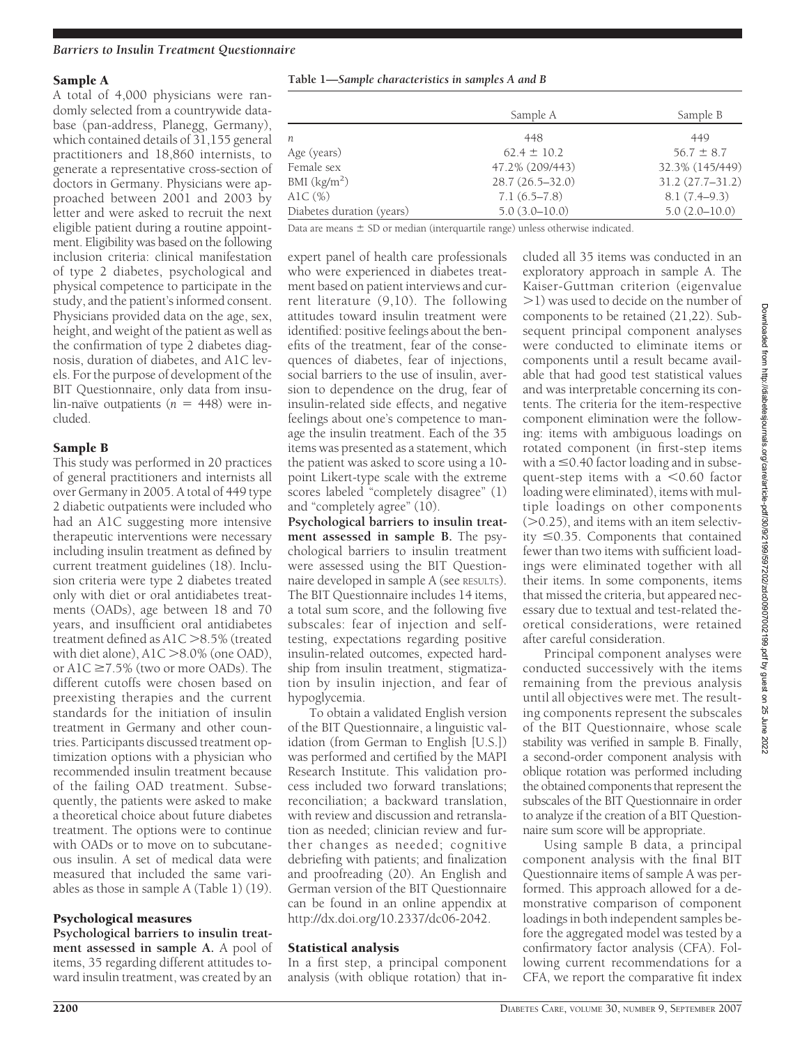### Sample A

A total of 4,000 physicians were randomly selected from a countrywide database (pan-address, Planegg, Germany), which contained details of 31,155 general practitioners and 18,860 internists, to generate a representative cross-section of doctors in Germany. Physicians were approached between 2001 and 2003 by letter and were asked to recruit the next eligible patient during a routine appointment. Eligibility was based on the following inclusion criteria: clinical manifestation of type 2 diabetes, psychological and physical competence to participate in the study, and the patient's informed consent. Physicians provided data on the age, sex, height, and weight of the patient as well as the confirmation of type 2 diabetes diagnosis, duration of diabetes, and A1C levels. For the purpose of development of the BIT Questionnaire, only data from insulin-naïve outpatients ($n$ = 448) were included.

### Sample B

This study was performed in 20 practices of general practitioners and internists all over Germany in 2005. A total of 449 type 2 diabetic outpatients were included who had an A1C suggesting more intensive therapeutic interventions were necessary including insulin treatment as defined by current treatment guidelines (18). Inclusion criteria were type 2 diabetes treated only with diet or oral antidiabetes treatments (OADs), age between 18 and 70 years, and insufficient oral antidiabetes treatment defined as A1C >8.5% (treated with diet alone), A1C >8.0% (one OAD), or A1C ≥7.5% (two or more OADs). The different cutoffs were chosen based on preexisting therapies and the current standards for the initiation of insulin treatment in Germany and other countries. Participants discussed treatment optimization options with a physician who recommended insulin treatment because of the failing OAD treatment. Subsequently, the patients were asked to make a theoretical choice about future diabetes treatment. The options were to continue with OADs or to move on to subcutaneous insulin. A set of medical data were measured that included the same variables as those in sample A (Table 1) (19).

**Table 1—Sample characteristics in samples A and B**

| | Sample A | Sample B |
|---|---|---|
| $n$ | 448 | 449 |
| Age (years) | 62.4 ± 10.2 | 56.7 ± 8.7 |
| Female sex | 47.2% (209/443) | 32.3% (145/449) |
| BMI (kg/m$^2$) | 28.7 (26.5–32.0) | 31.2 (27.7–31.2) |
| A1C (%) | 7.1 (6.5–7.8) | 8.1 (7.4–9.3) |
| Diabetes duration (years) | 5.0 (3.0–10.0) | 5.0 (2.0–10.0) |

Data are means ± SD or median (interquartile range) unless otherwise indicated.

### Psychological measures

**Psychological barriers to insulin treatment assessed in sample A.** A pool of items, 35 regarding different attitudes toward insulin treatment, was created by an expert panel of health care professionals who were experienced in diabetes treatment based on patient interviews and current literature (9,10). The following attitudes toward insulin treatment were identified: positive feelings about the benefits of the treatment, fear of the consequences of diabetes, fear of injections, social barriers to the use of insulin, aversion to dependence on the drug, fear of insulin-related side effects, and negative feelings about one's competence to manage the insulin treatment. Each of the 35 items was presented as a statement, which the patient was asked to score using a 10-point Likert-type scale with the extreme scores labeled "completely disagree" (1) and "completely agree" (10).

**Psychological barriers to insulin treatment assessed in sample B.** The psychological barriers to insulin treatment were assessed using the BIT Questionnaire developed in sample A (see RESULTS). The BIT Questionnaire includes 14 items, a total sum score, and the following five subscales: fear of injection and self-testing, expectations regarding positive insulin-related outcomes, expected hardship from insulin treatment, stigmatization by insulin injection, and fear of hypoglycemia.

To obtain a validated English version of the BIT Questionnaire, a linguistic validation (from German to English [U.S.]) was performed and certified by the MAPI Research Institute. This validation process included two forward translations; reconciliation; a backward translation, with review and discussion and retranslation as needed; clinician review and further changes as needed; cognitive debriefing with patients; and finalization and proofreading (20). An English and German version of the BIT Questionnaire can be found in an online appendix at http://dx.doi.org/10.2337/dc06-2042.

### Statistical analysis

In a first step, a principal component analysis (with oblique rotation) that included all 35 items was conducted in an exploratory approach in sample A. The Kaiser-Guttman criterion (eigenvalue >1) was used to decide on the number of components to be retained (21,22). Subsequent principal component analyses were conducted to eliminate items or components until a result became available that had good test statistical values and was interpretable concerning its contents. The criteria for the item-respective component elimination were the following: items with ambiguous loadings on rotated component (in first-step items with a ≤0.40 factor loading and in subsequent-step items with a <0.60 factor loading were eliminated), items with multiple loadings on other components (>0.25), and items with an item selectivity ≤0.35. Components that contained fewer than two items with sufficient loadings were eliminated together with all their items. In some components, items that missed the criteria, but appeared necessary due to textual and test-related theoretical considerations, were retained after careful consideration.

Principal component analyses were conducted successively with the items remaining from the previous analysis until all objectives were met. The resulting components represent the subscales of the BIT Questionnaire, whose scale stability was verified in sample B. Finally, a second-order component analysis with oblique rotation was performed including the obtained components that represent the subscales of the BIT Questionnaire in order to analyze if the creation of a BIT Questionnaire sum score will be appropriate.

Using sample B data, a principal component analysis with the final BIT Questionnaire items of sample A was performed. This approach allowed for a demonstrative comparison of component loadings in both independent samples before the aggregated model was tested by a confirmatory factor analysis (CFA). Following current recommendations for a CFA, we report the comparative fit index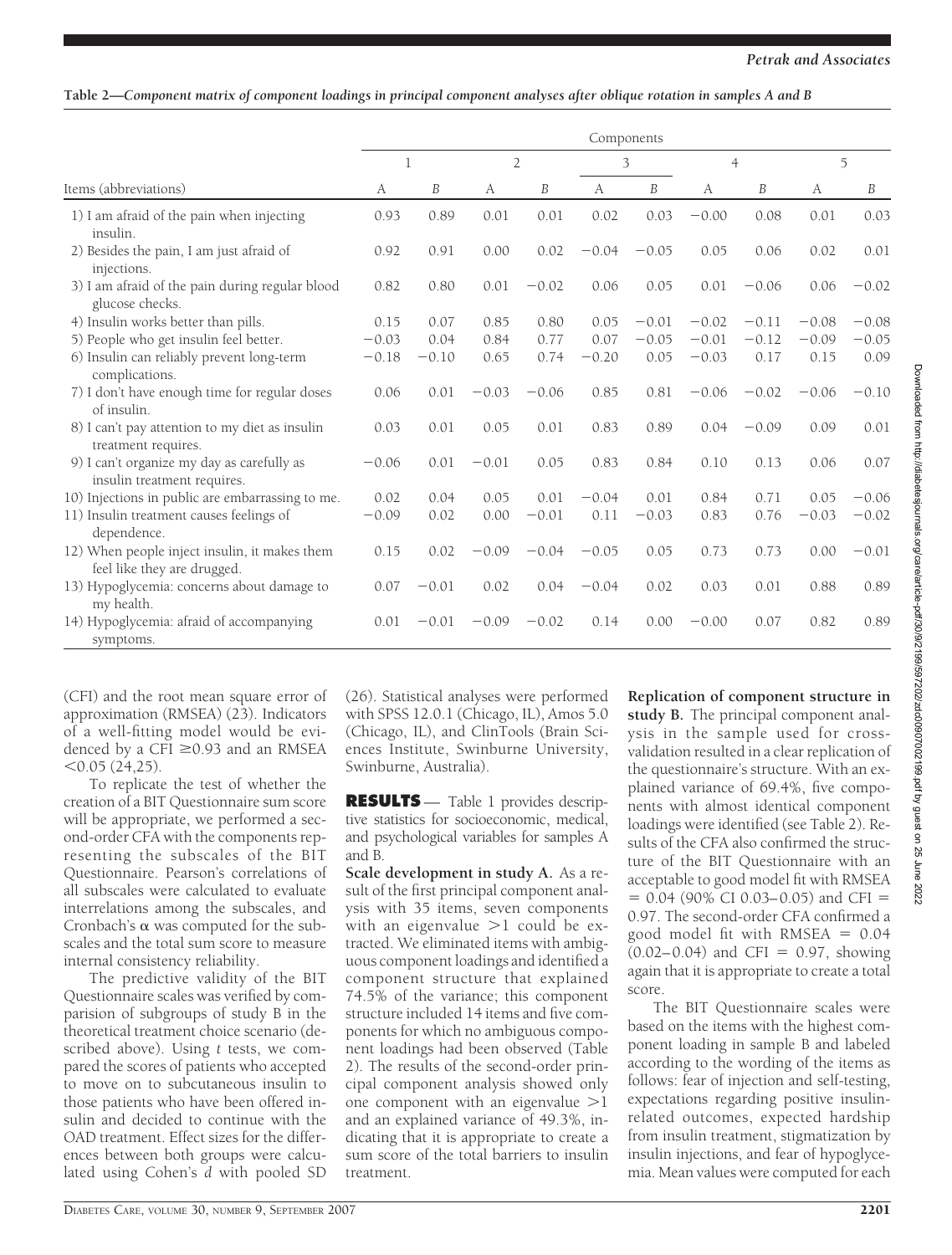**Table 2—Component matrix of component loadings in principal component analyses after oblique rotation in samples A and B**

| Items (abbreviations) | Components | | | | | | | | | |
|---|---|---|---|---|---|---|---|---|---|---|
| | 1 | | 2 | | 3 | | 4 | | 5 | |
| | A | *B* | A | *B* | A | *B* | A | *B* | A | *B* |
| 1) I am afraid of the pain when injecting insulin. | 0.93 | 0.89 | 0.01 | 0.01 | 0.02 | 0.03 | −0.00 | 0.08 | 0.01 | 0.03 |
| 2) Besides the pain, I am just afraid of injections. | 0.92 | 0.91 | 0.00 | 0.02 | −0.04 | −0.05 | 0.05 | 0.06 | 0.02 | 0.01 |
| 3) I am afraid of the pain during regular blood glucose checks. | 0.82 | 0.80 | 0.01 | −0.02 | 0.06 | 0.05 | 0.01 | −0.06 | 0.06 | −0.02 |
| 4) Insulin works better than pills. | 0.15 | 0.07 | 0.85 | 0.80 | 0.05 | −0.01 | −0.02 | −0.11 | −0.08 | −0.08 |
| 5) People who get insulin feel better. | −0.03 | 0.04 | 0.84 | 0.77 | 0.07 | −0.05 | −0.01 | −0.12 | −0.09 | −0.05 |
| 6) Insulin can reliably prevent long-term complications. | −0.18 | −0.10 | 0.65 | 0.74 | −0.20 | 0.05 | −0.03 | 0.17 | 0.15 | 0.09 |
| 7) I don't have enough time for regular doses of insulin. | 0.06 | 0.01 | −0.03 | −0.06 | 0.85 | 0.81 | −0.06 | −0.02 | −0.06 | −0.10 |
| 8) I can't pay attention to my diet as insulin treatment requires. | 0.03 | 0.01 | 0.05 | 0.01 | 0.83 | 0.89 | 0.04 | −0.09 | 0.09 | 0.01 |
| 9) I can't organize my day as carefully as insulin treatment requires. | −0.06 | 0.01 | −0.01 | 0.05 | 0.83 | 0.84 | 0.10 | 0.13 | 0.06 | 0.07 |
| 10) Injections in public are embarrassing to me. | 0.02 | 0.04 | 0.05 | 0.01 | −0.04 | 0.01 | 0.84 | 0.71 | 0.05 | −0.06 |
| 11) Insulin treatment causes feelings of dependence. | −0.09 | 0.02 | 0.00 | −0.01 | 0.11 | −0.03 | 0.83 | 0.76 | −0.03 | −0.02 |
| 12) When people inject insulin, it makes them feel like they are drugged. | 0.15 | 0.02 | −0.09 | −0.04 | −0.05 | 0.05 | 0.73 | 0.73 | 0.00 | −0.01 |
| 13) Hypoglycemia: concerns about damage to my health. | 0.07 | −0.01 | 0.02 | 0.04 | −0.04 | 0.02 | 0.03 | 0.01 | 0.88 | 0.89 |
| 14) Hypoglycemia: afraid of accompanying symptoms. | 0.01 | −0.01 | −0.09 | −0.02 | 0.14 | 0.00 | −0.00 | 0.07 | 0.82 | 0.89 |

(CFI) and the root mean square error of approximation (RMSEA) (23). Indicators of a well-fitting model would be evidenced by a CFI ≥0.93 and an RMSEA <0.05 (24,25).

To replicate the test of whether the creation of a BIT Questionnaire sum score will be appropriate, we performed a second-order CFA with the components representing the subscales of the BIT Questionnaire. Pearson's correlations of all subscales were calculated to evaluate interrelations among the subscales, and Cronbach's α was computed for the subscales and the total sum score to measure internal consistency reliability.

The predictive validity of the BIT Questionnaire scales was verified by comparison of subgroups of study B in the theoretical treatment choice scenario (described above). Using *t* tests, we compared the scores of patients who accepted to move on to subcutaneous insulin to those patients who have been offered insulin and decided to continue with the OAD treatment. Effect sizes for the differences between both groups were calculated using Cohen's *d* with pooled SD (26). Statistical analyses were performed with SPSS 12.0.1 (Chicago, IL), Amos 5.0 (Chicago, IL), and ClinTools (Brain Sciences Institute, Swinburne University, Swinburne, Australia).

**RESULTS** — Table 1 provides descriptive statistics for socioeconomic, medical, and psychological variables for samples A and B.

**Scale development in study A.** As a result of the first principal component analysis with 35 items, seven components with an eigenvalue >1 could be extracted. We eliminated items with ambiguous component loadings and identified a component structure that explained 74.5% of the variance; this component structure included 14 items and five components for which no ambiguous component loadings had been observed (Table 2). The results of the second-order principal component analysis showed only one component with an eigenvalue >1 and an explained variance of 49.3%, indicating that it is appropriate to create a sum score of the total barriers to insulin treatment.

**Replication of component structure in study B.** The principal component analysis in the sample used for cross-validation resulted in a clear replication of the questionnaire's structure. With an explained variance of 69.4%, five components with almost identical component loadings were identified (see Table 2). Results of the CFA also confirmed the structure of the BIT Questionnaire with an acceptable to good model fit with RMSEA = 0.04 (90% CI 0.03–0.05) and CFI = 0.97. The second-order CFA confirmed a good model fit with RMSEA = 0.04 (0.02–0.04) and CFI = 0.97, showing again that it is appropriate to create a total score.

The BIT Questionnaire scales were based on the items with the highest component loading in sample B and labeled according to the wording of the items as follows: fear of injection and self-testing, expectations regarding positive insulin-related outcomes, expected hardship from insulin treatment, stigmatization by insulin injections, and fear of hypoglycemia. Mean values were computed for each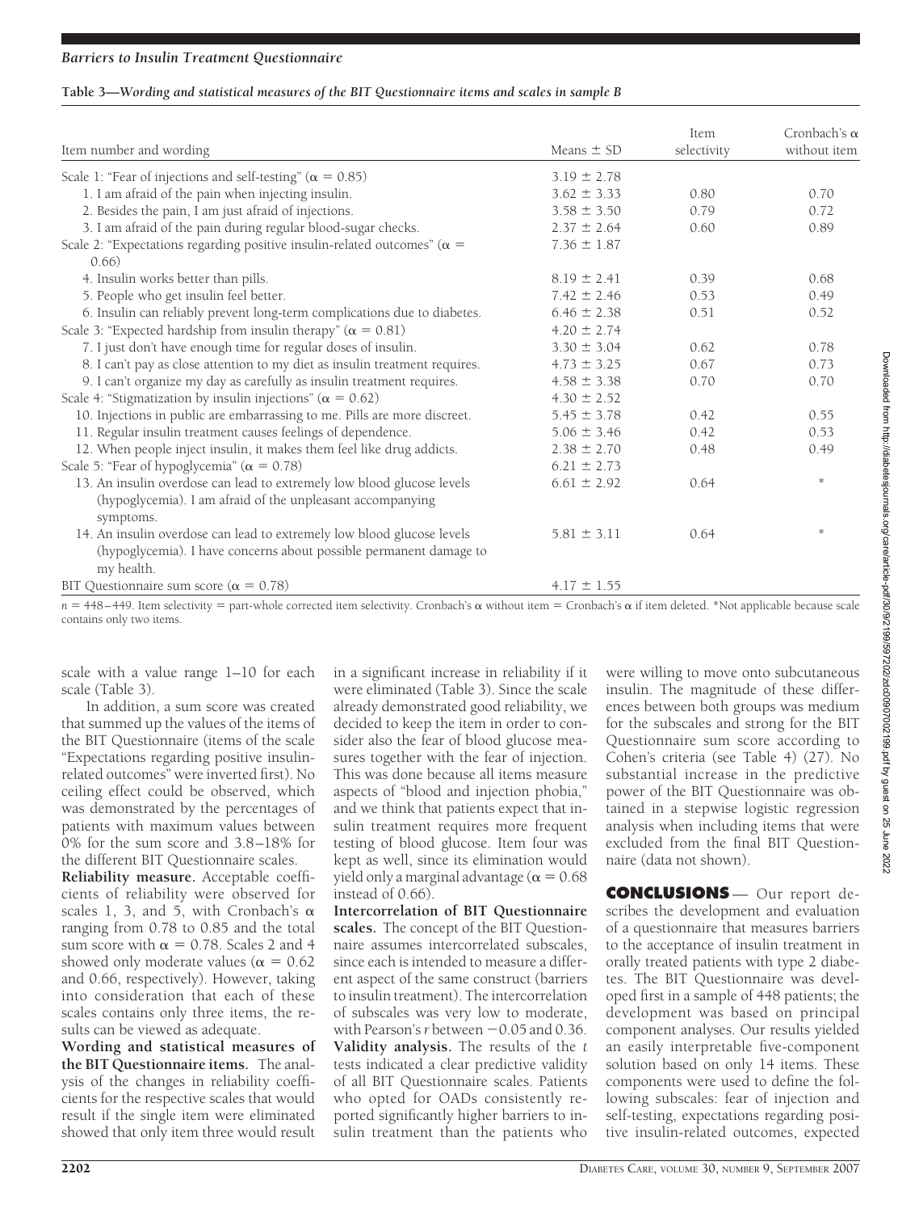**Table 3—Wording and statistical measures of the BIT Questionnaire items and scales in sample B**

| Item number and wording | Means ± SD | Item selectivity | Cronbach's α without item |
|---|---|---|---|
| Scale 1: "Fear of injections and self-testing" (α = 0.85) | 3.19 ± 2.78 | | |
| 1. I am afraid of the pain when injecting insulin. | 3.62 ± 3.33 | 0.80 | 0.70 |
| 2. Besides the pain, I am just afraid of injections. | 3.58 ± 3.50 | 0.79 | 0.72 |
| 3. I am afraid of the pain during regular blood-sugar checks. | 2.37 ± 2.64 | 0.60 | 0.89 |
| Scale 2: "Expectations regarding positive insulin-related outcomes" (α = 0.66) | 7.36 ± 1.87 | | |
| 4. Insulin works better than pills. | 8.19 ± 2.41 | 0.39 | 0.68 |
| 5. People who get insulin feel better. | 7.42 ± 2.46 | 0.53 | 0.49 |
| 6. Insulin can reliably prevent long-term complications due to diabetes. | 6.46 ± 2.38 | 0.51 | 0.52 |
| Scale 3: "Expected hardship from insulin therapy" (α = 0.81) | 4.20 ± 2.74 | | |
| 7. I just don't have enough time for regular doses of insulin. | 3.30 ± 3.04 | 0.62 | 0.78 |
| 8. I can't pay as close attention to my diet as insulin treatment requires. | 4.73 ± 3.25 | 0.67 | 0.73 |
| 9. I can't organize my day as carefully as insulin treatment requires. | 4.58 ± 3.38 | 0.70 | 0.70 |
| Scale 4: "Stigmatization by insulin injections" (α = 0.62) | 4.30 ± 2.52 | | |
| 10. Injections in public are embarrassing to me. Pills are more discreet. | 5.45 ± 3.78 | 0.42 | 0.55 |
| 11. Regular insulin treatment causes feelings of dependence. | 5.06 ± 3.46 | 0.42 | 0.53 |
| 12. When people inject insulin, it makes them feel like drug addicts. | 2.38 ± 2.70 | 0.48 | 0.49 |
| Scale 5: "Fear of hypoglycemia" (α = 0.78) | 6.21 ± 2.73 | | |
| 13. An insulin overdose can lead to extremely low blood glucose levels (hypoglycemia). I am afraid of the unpleasant accompanying symptoms. | 6.61 ± 2.92 | 0.64 | * |
| 14. An insulin overdose can lead to extremely low blood glucose levels (hypoglycemia). I have concerns about possible permanent damage to my health. | 5.81 ± 3.11 | 0.64 | * |
| BIT Questionnaire sum score (α = 0.78) | 4.17 ± 1.55 | | |

$n$ = 448–449. Item selectivity = part-whole corrected item selectivity. Cronbach's α without item = Cronbach's α if item deleted. *Not applicable because scale contains only two items.

scale with a value range 1–10 for each scale (Table 3).

In addition, a sum score was created that summed up the values of the items of the BIT Questionnaire (items of the scale "Expectations regarding positive insulin-related outcomes" were inverted first). No ceiling effect could be observed, which was demonstrated by the percentages of patients with maximum values between 0% for the sum score and 3.8–18% for the different BIT Questionnaire scales.

**Reliability measure.** Acceptable coefficients of reliability were observed for scales 1, 3, and 5, with Cronbach's α ranging from 0.78 to 0.85 and the total sum score with α = 0.78. Scales 2 and 4 showed only moderate values (α = 0.62 and 0.66, respectively). However, taking into consideration that each of these scales contains only three items, the results can be viewed as adequate.

**Wording and statistical measures of the BIT Questionnaire items.** The analysis of the changes in reliability coefficients for the respective scales that would result if the single item were eliminated showed that only item three would result in a significant increase in reliability if it were eliminated (Table 3). Since the scale already demonstrated good reliability, we decided to keep the item in order to consider also the fear of blood glucose measures together with the fear of injection. This was done because all items measure aspects of "blood and injection phobia," and we think that patients expect that insulin treatment requires more frequent testing of blood glucose. Item four was kept as well, since its elimination would yield only a marginal advantage (α = 0.68 instead of 0.66).

**Intercorrelation of BIT Questionnaire scales.** The concept of the BIT Questionnaire assumes intercorrelated subscales, since each is intended to measure a different aspect of the same construct (barriers to insulin treatment). The intercorrelation of subscales was very low to moderate, with Pearson's $r$ between −0.05 and 0.36.

**Validity analysis.** The results of the $t$ tests indicated a clear predictive validity of all BIT Questionnaire scales. Patients who opted for OADs consistently reported significantly higher barriers to insulin treatment than the patients who were willing to move onto subcutaneous insulin. The magnitude of these differences between both groups was medium for the subscales and strong for the BIT Questionnaire sum score according to Cohen's criteria (see Table 4) (27). No substantial increase in the predictive power of the BIT Questionnaire was obtained in a stepwise logistic regression analysis when including items that were excluded from the final BIT Questionnaire (data not shown).

## CONCLUSIONS

Our report describes the development and evaluation of a questionnaire that measures barriers to the acceptance of insulin treatment in orally treated patients with type 2 diabetes. The BIT Questionnaire was developed first in a sample of 448 patients; the development was based on principal component analyses. Our results yielded an easily interpretable five-component solution based on only 14 items. These components were used to define the following subscales: fear of injection and self-testing, expectations regarding positive insulin-related outcomes, expected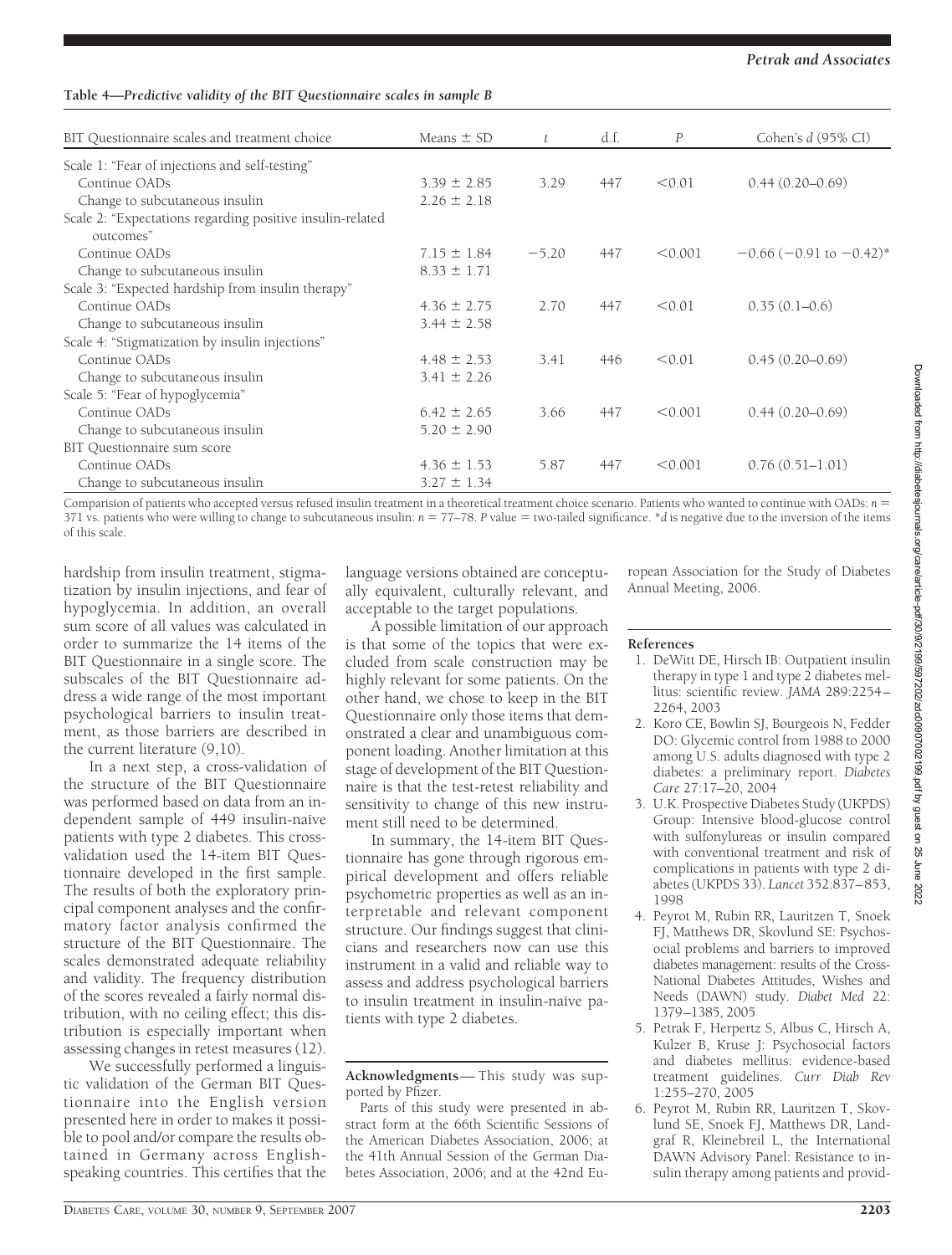**Table 4—*Predictive validity of the BIT Questionnaire scales in sample B***

| BIT Questionnaire scales and treatment choice | Means ± SD | $t$ | d.f. | $P$ | Cohen's $d$ (95% CI) |
|---|---|---|---|---|---|
| Scale 1: "Fear of injections and self-testing" | | | | | |
| Continue OADs | 3.39 ± 2.85 | 3.29 | 447 | <0.01 | 0.44 (0.20–0.69) |
| Change to subcutaneous insulin | 2.26 ± 2.18 | | | | |
| Scale 2: "Expectations regarding positive insulin-related outcomes" | | | | | |
| Continue OADs | 7.15 ± 1.84 | −5.20 | 447 | <0.001 | −0.66 (−0.91 to −0.42)* |
| Change to subcutaneous insulin | 8.33 ± 1.71 | | | | |
| Scale 3: "Expected hardship from insulin therapy" | | | | | |
| Continue OADs | 4.36 ± 2.75 | 2.70 | 447 | <0.01 | 0.35 (0.1–0.6) |
| Change to subcutaneous insulin | 3.44 ± 2.58 | | | | |
| Scale 4: "Stigmatization by insulin injections" | | | | | |
| Continue OADs | 4.48 ± 2.53 | 3.41 | 446 | <0.01 | 0.45 (0.20–0.69) |
| Change to subcutaneous insulin | 3.41 ± 2.26 | | | | |
| Scale 5: "Fear of hypoglycemia" | | | | | |
| Continue OADs | 6.42 ± 2.65 | 3.66 | 447 | <0.001 | 0.44 (0.20–0.69) |
| Change to subcutaneous insulin | 5.20 ± 2.90 | | | | |
| BIT Questionnaire sum score | | | | | |
| Continue OADs | 4.36 ± 1.53 | 5.87 | 447 | <0.001 | 0.76 (0.51–1.01) |
| Change to subcutaneous insulin | 3.27 ± 1.34 | | | | |

Comparision of patients who accepted versus refused insulin treatment in a theoretical treatment choice scenario. Patients who wanted to continue with OADs: $n$ = 371 vs. patients who were willing to change to subcutaneous insulin: $n$ = 77–78. $P$ value = two-tailed significance. *$d$ is negative due to the inversion of the items of this scale.

hardship from insulin treatment, stigmatization by insulin injections, and fear of hypoglycemia. In addition, an overall sum score of all values was calculated in order to summarize the 14 items of the BIT Questionnaire in a single score. The subscales of the BIT Questionnaire address a wide range of the most important psychological barriers to insulin treatment, as those barriers are described in the current literature (9,10).

In a next step, a cross-validation of the structure of the BIT Questionnaire was performed based on data from an independent sample of 449 insulin-naïve patients with type 2 diabetes. This cross-validation used the 14-item BIT Questionnaire developed in the first sample. The results of both the exploratory principal component analyses and the confirmatory factor analysis confirmed the structure of the BIT Questionnaire. The scales demonstrated adequate reliability and validity. The frequency distribution of the scores revealed a fairly normal distribution, with no ceiling effect; this distribution is especially important when assessing changes in retest measures (12).

We successfully performed a linguistic validation of the German BIT Questionnaire into the English version presented here in order to makes it possible to pool and/or compare the results obtained in Germany across English-speaking countries. This certifies that the language versions obtained are conceptually equivalent, culturally relevant, and acceptable to the target populations.

A possible limitation of our approach is that some of the topics that were excluded from scale construction may be highly relevant for some patients. On the other hand, we chose to keep in the BIT Questionnaire only those items that demonstrated a clear and unambiguous component loading. Another limitation at this stage of development of the BIT Questionnaire is that the test-retest reliability and sensitivity to change of this new instrument still need to be determined.

In summary, the 14-item BIT Questionnaire has gone through rigorous empirical development and offers reliable psychometric properties as well as an interpretable and relevant component structure. Our findings suggest that clinicians and researchers now can use this instrument in a valid and reliable way to assess and address psychological barriers to insulin treatment in insulin-naïve patients with type 2 diabetes.

**Acknowledgments**— This study was supported by Pfizer.

Parts of this study were presented in abstract form at the 66th Scientific Sessions of the American Diabetes Association, 2006; at the 41th Annual Session of the German Diabetes Association, 2006; and at the 42nd European Association for the Study of Diabetes Annual Meeting, 2006.

## References

1. DeWitt DE, Hirsch IB: Outpatient insulin therapy in type 1 and type 2 diabetes mellitus: scientific review. *JAMA* 289:2254–2264, 2003
2. Koro CE, Bowlin SJ, Bourgeois N, Fedder DO: Glycemic control from 1988 to 2000 among U.S. adults diagnosed with type 2 diabetes: a preliminary report. *Diabetes Care* 27:17–20, 2004
3. U.K. Prospective Diabetes Study (UKPDS) Group: Intensive blood-glucose control with sulfonylureas or insulin compared with conventional treatment and risk of complications in patients with type 2 diabetes (UKPDS 33). *Lancet* 352:837–853, 1998
4. Peyrot M, Rubin RR, Lauritzen T, Snoek FJ, Matthews DR, Skovlund SE: Psychosocial problems and barriers to improved diabetes management: results of the Cross-National Diabetes Attitudes, Wishes and Needs (DAWN) study. *Diabet Med* 22: 1379–1385, 2005
5. Petrak F, Herpertz S, Albus C, Hirsch A, Kulzer B, Kruse J: Psychosocial factors and diabetes mellitus: evidence-based treatment guidelines. *Curr Diab Rev* 1:255–270, 2005
6. Peyrot M, Rubin RR, Lauritzen T, Skovlund SE, Snoek FJ, Matthews DR, Landgraf R, Kleinebreil L, the International DAWN Advisory Panel: Resistance to insulin therapy among patients and provid-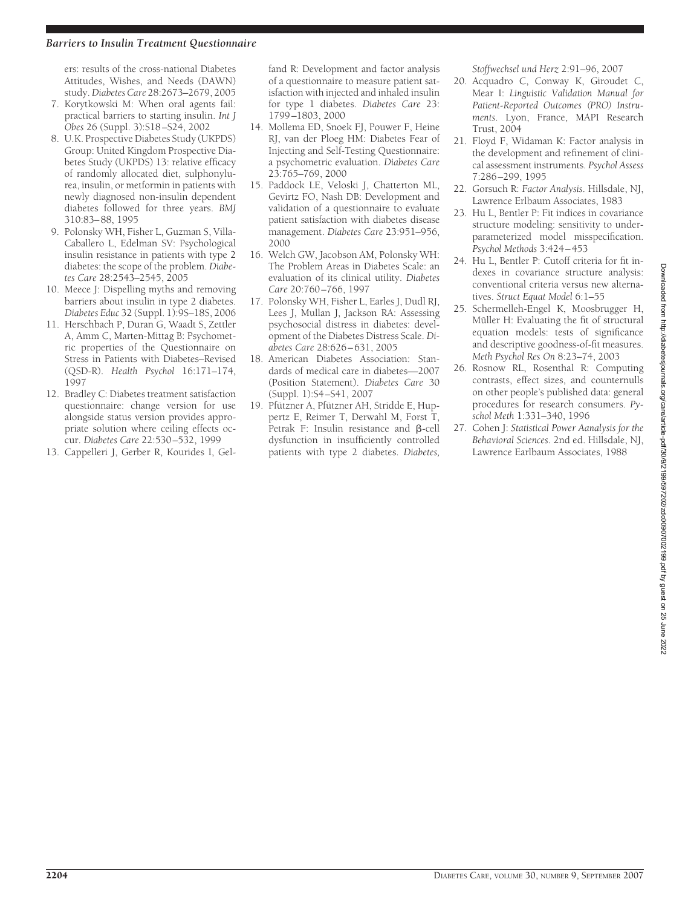ers: results of the cross-national Diabetes Attitudes, Wishes, and Needs (DAWN) study. *Diabetes Care* 28:2673–2679, 2005

7. Korytkowski M: When oral agents fail: practical barriers to starting insulin. *Int J Obes* 26 (Suppl. 3):S18–S24, 2002
8. U.K. Prospective Diabetes Study (UKPDS) Group: United Kingdom Prospective Diabetes Study (UKPDS) 13: relative efficacy of randomly allocated diet, sulphonylurea, insulin, or metformin in patients with newly diagnosed non-insulin dependent diabetes followed for three years. *BMJ* 310:83–88, 1995
9. Polonsky WH, Fisher L, Guzman S, Villa-Caballero L, Edelman SV: Psychological insulin resistance in patients with type 2 diabetes: the scope of the problem. *Diabetes Care* 28:2543–2545, 2005
10. Meece J: Dispelling myths and removing barriers about insulin in type 2 diabetes. *Diabetes Educ* 32 (Suppl. 1):9S–18S, 2006
11. Herschbach P, Duran G, Waadt S, Zettler A, Amm C, Marten-Mittag B: Psychometric properties of the Questionnaire on Stress in Patients with Diabetes–Revised (QSD-R). *Health Psychol* 16:171–174, 1997
12. Bradley C: Diabetes treatment satisfaction questionnaire: change version for use alongside status version provides appropriate solution where ceiling effects occur. *Diabetes Care* 22:530–532, 1999
13. Cappelleri J, Gerber R, Kourides I, Gelfand R: Development and factor analysis of a questionnaire to measure patient satisfaction with injected and inhaled insulin for type 1 diabetes. *Diabetes Care* 23: 1799–1803, 2000
14. Mollema ED, Snoek FJ, Pouwer F, Heine RJ, van der Ploeg HM: Diabetes Fear of Injecting and Self-Testing Questionnaire: a psychometric evaluation. *Diabetes Care* 23:765–769, 2000
15. Paddock LE, Veloski J, Chatterton ML, Gevirtz FO, Nash DB: Development and validation of a questionnaire to evaluate patient satisfaction with diabetes disease management. *Diabetes Care* 23:951–956, 2000
16. Welch GW, Jacobson AM, Polonsky WH: The Problem Areas in Diabetes Scale: an evaluation of its clinical utility. *Diabetes Care* 20:760–766, 1997
17. Polonsky WH, Fisher L, Earles J, Dudl RJ, Lees J, Mullan J, Jackson RA: Assessing psychosocial distress in diabetes: development of the Diabetes Distress Scale. *Diabetes Care* 28:626–631, 2005
18. American Diabetes Association: Standards of medical care in diabetes—2007 (Position Statement). *Diabetes Care* 30 (Suppl. 1):S4–S41, 2007
19. Pfützner A, Pfützner AH, Stridde E, Huppertz E, Reimer T, Derwahl M, Forst T, Petrak F: Insulin resistance and β-cell dysfunction in insufficiently controlled patients with type 2 diabetes. *Diabetes, Stoffwechsel und Herz* 2:91–96, 2007
20. Acquadro C, Conway K, Giroudet C, Mear I: *Linguistic Validation Manual for Patient-Reported Outcomes (PRO) Instruments*. Lyon, France, MAPI Research Trust, 2004
21. Floyd F, Widaman K: Factor analysis in the development and refinement of clinical assessment instruments. *Psychol Assess* 7:286–299, 1995
22. Gorsuch R: *Factor Analysis*. Hillsdale, NJ, Lawrence Erlbaum Associates, 1983
23. Hu L, Bentler P: Fit indices in covariance structure modeling: sensitivity to underparameterized model misspecification. *Psychol Methods* 3:424–453
24. Hu L, Bentler P: Cutoff criteria for fit indexes in covariance structure analysis: conventional criteria versus new alternatives. *Struct Equat Model* 6:1–55
25. Schermelleh-Engel K, Moosbrugger H, Müller H: Evaluating the fit of structural equation models: tests of significance and descriptive goodness-of-fit measures. *Meth Psychol Res On* 8:23–74, 2003
26. Rosnow RL, Rosenthal R: Computing contrasts, effect sizes, and counternulls on other people's published data: general procedures for research consumers. *Pyschol Meth* 1:331–340, 1996
27. Cohen J: *Statistical Power Aanalysis for the Behavioral Sciences*. 2nd ed. Hillsdale, NJ, Lawrence Earlbaum Associates, 1988